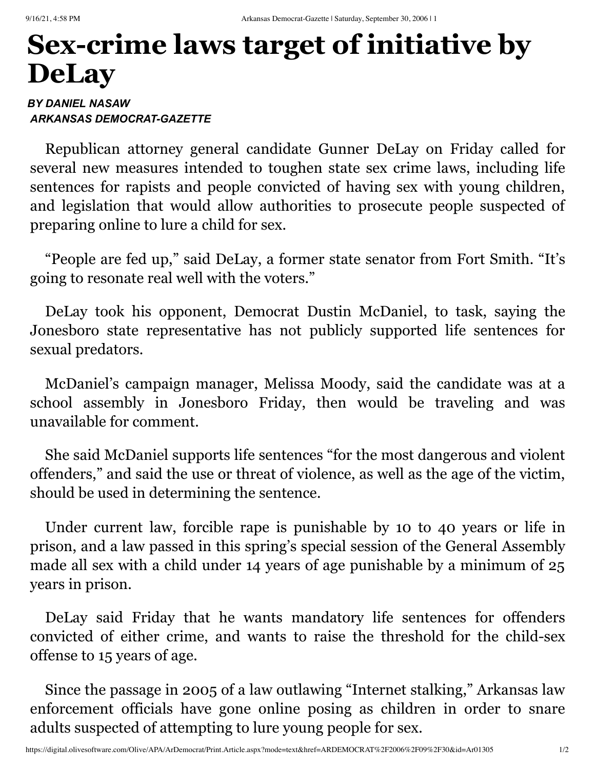# Sex-crime laws target of initiative by DeLay

***BY DANIEL NASAW***
***ARKANSAS DEMOCRAT-GAZETTE***

Republican attorney general candidate Gunner DeLay on Friday called for several new measures intended to toughen state sex crime laws, including life sentences for rapists and people convicted of having sex with young children, and legislation that would allow authorities to prosecute people suspected of preparing online to lure a child for sex.

"People are fed up," said DeLay, a former state senator from Fort Smith. "It's going to resonate real well with the voters."

DeLay took his opponent, Democrat Dustin McDaniel, to task, saying the Jonesboro state representative has not publicly supported life sentences for sexual predators.

McDaniel's campaign manager, Melissa Moody, said the candidate was at a school assembly in Jonesboro Friday, then would be traveling and was unavailable for comment.

She said McDaniel supports life sentences "for the most dangerous and violent offenders," and said the use or threat of violence, as well as the age of the victim, should be used in determining the sentence.

Under current law, forcible rape is punishable by 10 to 40 years or life in prison, and a law passed in this spring's special session of the General Assembly made all sex with a child under 14 years of age punishable by a minimum of 25 years in prison.

DeLay said Friday that he wants mandatory life sentences for offenders convicted of either crime, and wants to raise the threshold for the child-sex offense to 15 years of age.

Since the passage in 2005 of a law outlawing "Internet stalking," Arkansas law enforcement officials have gone online posing as children in order to snare adults suspected of attempting to lure young people for sex.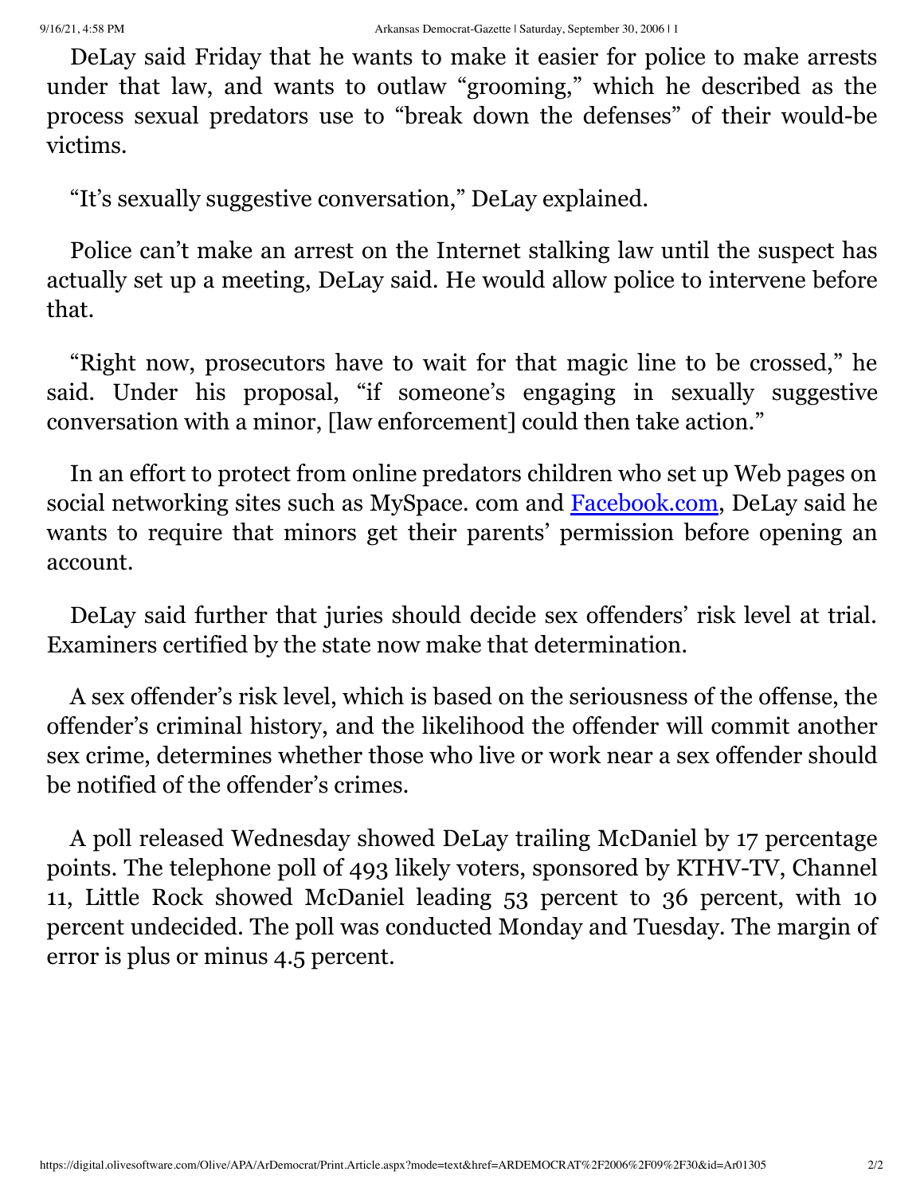DeLay said Friday that he wants to make it easier for police to make arrests under that law, and wants to outlaw "grooming," which he described as the process sexual predators use to "break down the defenses" of their would-be victims.

"It's sexually suggestive conversation," DeLay explained.

Police can't make an arrest on the Internet stalking law until the suspect has actually set up a meeting, DeLay said. He would allow police to intervene before that.

"Right now, prosecutors have to wait for that magic line to be crossed," he said. Under his proposal, "if someone's engaging in sexually suggestive conversation with a minor, [law enforcement] could then take action."

In an effort to protect from online predators children who set up Web pages on social networking sites such as MySpace. com and Facebook.com, DeLay said he wants to require that minors get their parents' permission before opening an account.

DeLay said further that juries should decide sex offenders' risk level at trial. Examiners certified by the state now make that determination.

A sex offender's risk level, which is based on the seriousness of the offense, the offender's criminal history, and the likelihood the offender will commit another sex crime, determines whether those who live or work near a sex offender should be notified of the offender's crimes.

A poll released Wednesday showed DeLay trailing McDaniel by 17 percentage points. The telephone poll of 493 likely voters, sponsored by KTHV-TV, Channel 11, Little Rock showed McDaniel leading 53 percent to 36 percent, with 10 percent undecided. The poll was conducted Monday and Tuesday. The margin of error is plus or minus 4.5 percent.